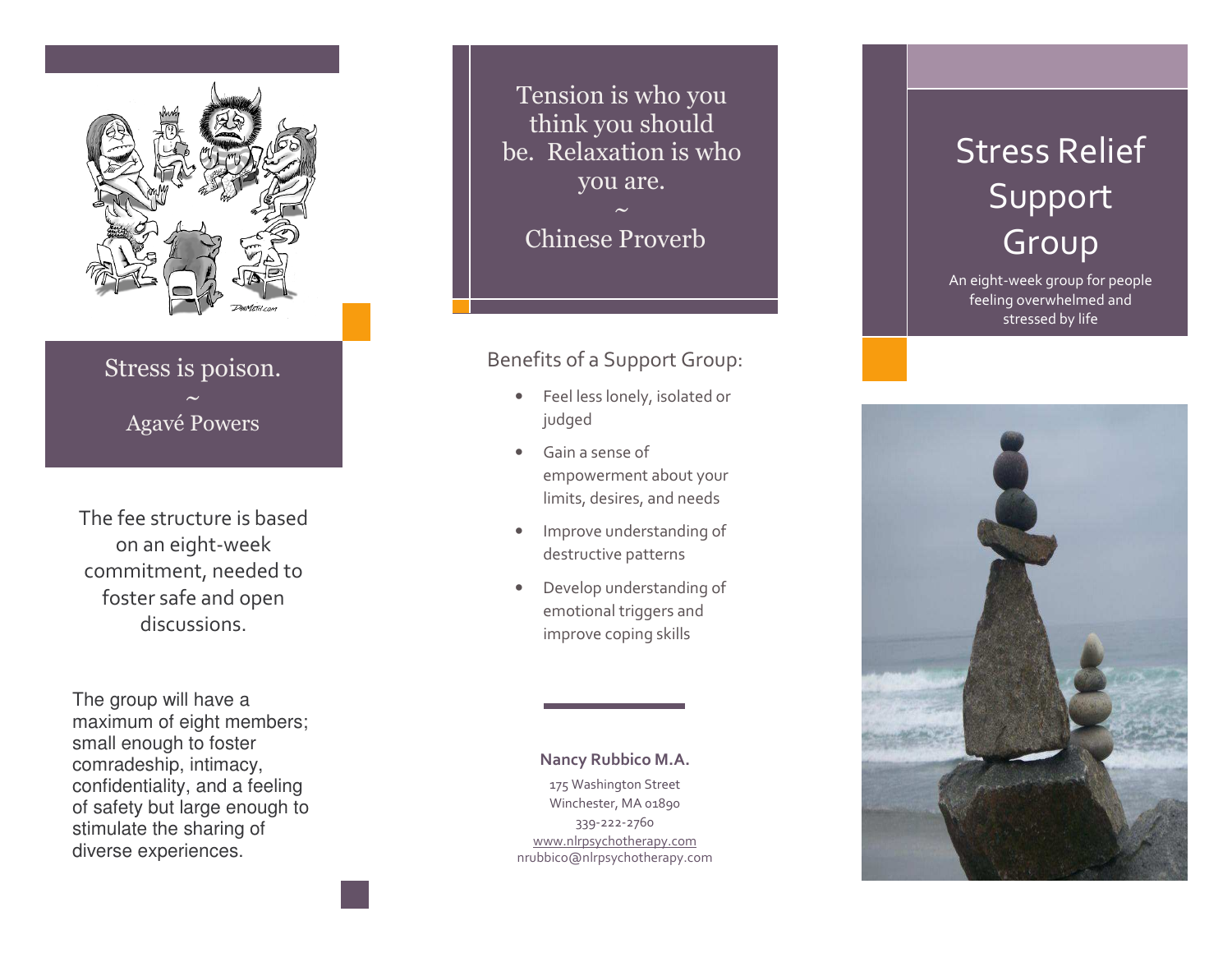Stress is poison.
~
Agavé Powers

The fee structure is based on an eight-week commitment, needed to foster safe and open discussions.

The group will have a maximum of eight members; small enough to foster comradeship, intimacy, confidentiality, and a feeling of safety but large enough to stimulate the sharing of diverse experiences.

Tension is who you think you should be. Relaxation is who you are.
~
Chinese Proverb

Benefits of a Support Group:

- Feel less lonely, isolated or judged
- Gain a sense of empowerment about your limits, desires, and needs
- Improve understanding of destructive patterns
- Develop understanding of emotional triggers and improve coping skills

**Nancy Rubbico M.A.**

175 Washington Street
Winchester, MA 01890
339-222-2760
www.nlrpsychotherapy.com
nrubbico@nlrpsychotherapy.com

# Stress Relief Support Group

An eight-week group for people feeling overwhelmed and stressed by life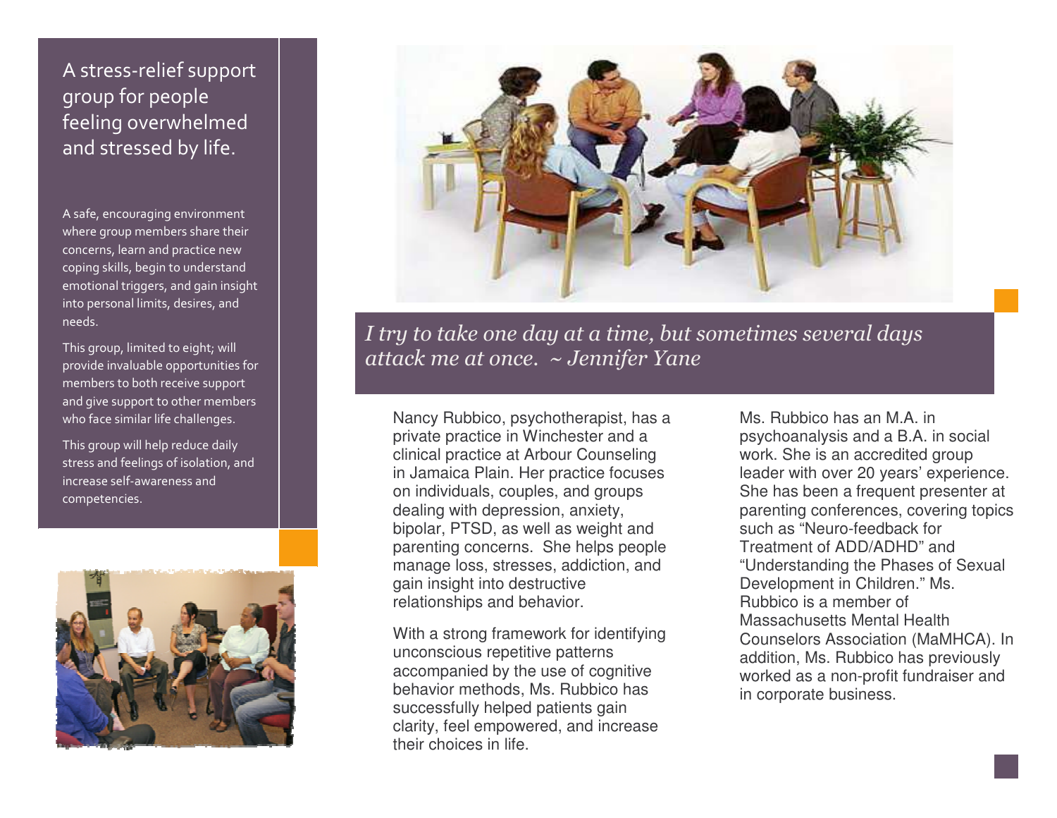## A stress-relief support group for people feeling overwhelmed and stressed by life.

A safe, encouraging environment where group members share their concerns, learn and practice new coping skills, begin to understand emotional triggers, and gain insight into personal limits, desires, and needs.

This group, limited to eight; will provide invaluable opportunities for members to both receive support and give support to other members who face similar life challenges.

This group will help reduce daily stress and feelings of isolation, and increase self-awareness and competencies.

*I try to take one day at a time, but sometimes several days attack me at once. ~ Jennifer Yane*

Nancy Rubbico, psychotherapist, has a private practice in Winchester and a clinical practice at Arbour Counseling in Jamaica Plain. Her practice focuses on individuals, couples, and groups dealing with depression, anxiety, bipolar, PTSD, as well as weight and parenting concerns. She helps people manage loss, stresses, addiction, and gain insight into destructive relationships and behavior.

With a strong framework for identifying unconscious repetitive patterns accompanied by the use of cognitive behavior methods, Ms. Rubbico has successfully helped patients gain clarity, feel empowered, and increase their choices in life.

Ms. Rubbico has an M.A. in psychoanalysis and a B.A. in social work. She is an accredited group leader with over 20 years' experience. She has been a frequent presenter at parenting conferences, covering topics such as "Neuro-feedback for Treatment of ADD/ADHD" and "Understanding the Phases of Sexual Development in Children." Ms. Rubbico is a member of Massachusetts Mental Health Counselors Association (MaMHCA). In addition, Ms. Rubbico has previously worked as a non-profit fundraiser and in corporate business.